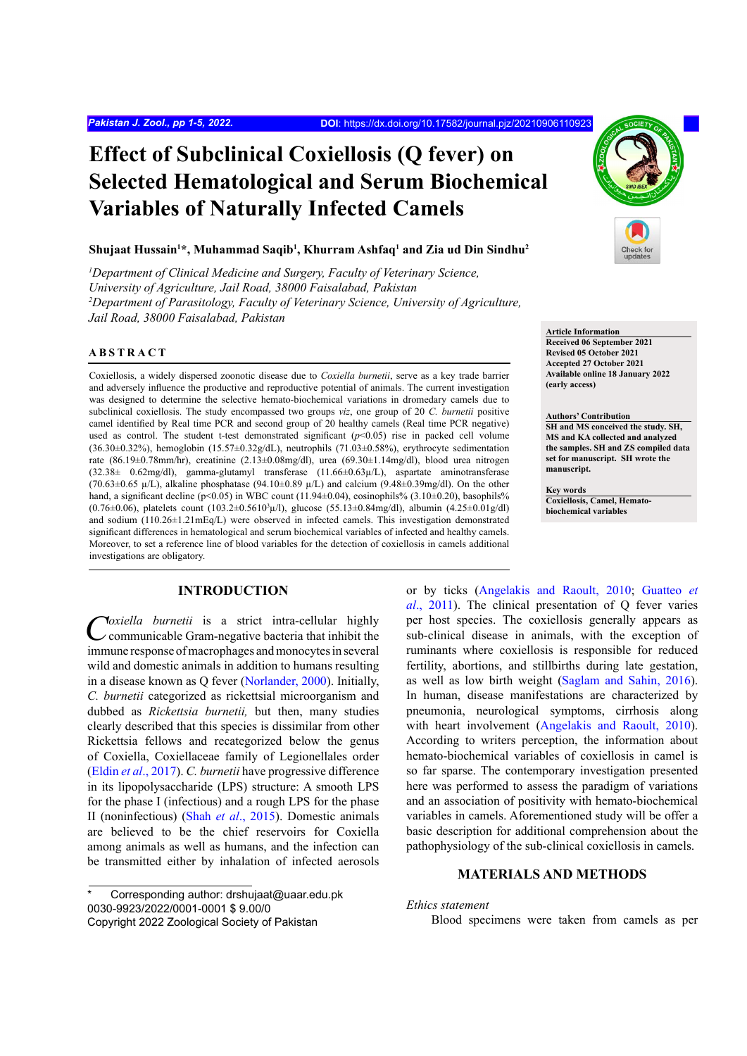# Effect of Subclinical Coxiellosis (Q fever) on Selected Hematological and Serum Biochemical Variables of Naturally Infected Camels

**Shujaat Hussain[1]*, Muhammad Saqib[1], Khurram Ashfaq[1] and Zia ud Din Sindhu[2]**

*[1]Department of Clinical Medicine and Surgery, Faculty of Veterinary Science, University of Agriculture, Jail Road, 38000 Faisalabad, Pakistan*
*[2]Department of Parasitology, Faculty of Veterinary Science, University of Agriculture, Jail Road, 38000 Faisalabad, Pakistan*

**Article Information**
**Received 06 September 2021**
**Revised 05 October 2021**
**Accepted 27 October 2021**
**Available online 18 January 2022 (early access)**

**Authors' Contribution**
**SH and MS conceived the study. SH, MS and KA collected and analyzed the samples. SH and ZS compiled data set for manuscript. SH wrote the manuscript.**

**Key words**
**Coxiellosis, Camel, Hemato-biochemical variables**

## ABSTRACT

Coxiellosis, a widely dispersed zoonotic disease due to *Coxiella burnetii*, serve as a key trade barrier and adversely influence the productive and reproductive potential of animals. The current investigation was designed to determine the selective hemato-biochemical variations in dromedary camels due to subclinical coxiellosis. The study encompassed two groups *viz*, one group of 20 *C. burnetii* positive camel identified by Real time PCR and second group of 20 healthy camels (Real time PCR negative) used as control. The student t-test demonstrated significant ($p$<0.05) rise in packed cell volume (36.30±0.32%), hemoglobin (15.57±0.32g/dL), neutrophils (71.03±0.58%), erythrocyte sedimentation rate (86.19±0.78mm/hr), creatinine (2.13±0.08mg/dl), urea (69.30±1.14mg/dl), blood urea nitrogen (32.38± 0.62mg/dl), gamma-glutamyl transferase (11.66±0.63µ/L), aspartate aminotransferase (70.63±0.65 µ/L), alkaline phosphatase (94.10±0.89 µ/L) and calcium (9.48±0.39mg/dl). On the other hand, a significant decline (p<0.05) in WBC count (11.94±0.04), eosinophils% (3.10±0.20), basophils% (0.76±0.06), platelets count (103.2±0.56$10^3$µ/l), glucose (55.13±0.84mg/dl), albumin (4.25±0.01g/dl) and sodium (110.26±1.21mEq/L) were observed in infected camels. This investigation demonstrated significant differences in hematological and serum biochemical variables of infected and healthy camels. Moreover, to set a reference line of blood variables for the detection of coxiellosis in camels additional investigations are obligatory.

## INTRODUCTION

*Coxiella burnetii* is a strict intra-cellular highly communicable Gram-negative bacteria that inhibit the immune response of macrophages and monocytes in several wild and domestic animals in addition to humans resulting in a disease known as Q fever (Norlander, 2000). Initially, *C. burnetii* categorized as rickettsial microorganism and dubbed as *Rickettsia burnetii,* but then, many studies clearly described that this species is dissimilar from other Rickettsia fellows and recategorized below the genus of Coxiella, Coxiellaceae family of Legionellales order (Eldin *et al*., 2017). *C. burnetii* have progressive difference in its lipopolysaccharide (LPS) structure: A smooth LPS for the phase I (infectious) and a rough LPS for the phase II (noninfectious) (Shah *et al*., 2015). Domestic animals are believed to be the chief reservoirs for Coxiella among animals as well as humans, and the infection can be transmitted either by inhalation of infected aerosols or by ticks (Angelakis and Raoult, 2010; Guatteo *et al*., 2011). The clinical presentation of Q fever varies per host species. The coxiellosis generally appears as sub-clinical disease in animals, with the exception of ruminants where coxiellosis is responsible for reduced fertility, abortions, and stillbirths during late gestation, as well as low birth weight (Saglam and Sahin, 2016). In human, disease manifestations are characterized by pneumonia, neurological symptoms, cirrhosis along with heart involvement (Angelakis and Raoult, 2010). According to writers perception, the information about hemato-biochemical variables of coxiellosis in camel is so far sparse. The contemporary investigation presented here was performed to assess the paradigm of variations and an association of positivity with hemato-biochemical variables in camels. Aforementioned study will be offer a basic description for additional comprehension about the pathophysiology of the sub-clinical coxiellosis in camels.

## MATERIALS AND METHODS

*Ethics statement*

Blood specimens were taken from camels as per

---

\* Corresponding author: drshujaat@uaar.edu.pk
0030-9923/2022/0001-0001 $ 9.00/0
Copyright 2022 Zoological Society of Pakistan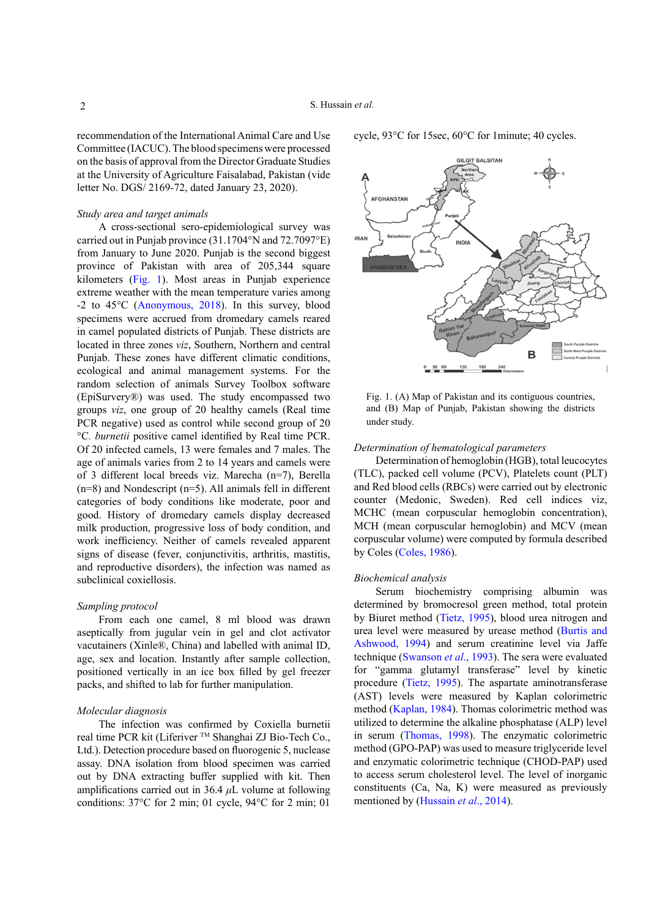recommendation of the International Animal Care and Use Committee (IACUC). The blood specimens were processed on the basis of approval from the Director Graduate Studies at the University of Agriculture Faisalabad, Pakistan (vide letter No. DGS/ 2169-72, dated January 23, 2020).

*Study area and target animals*

A cross-sectional sero-epidemiological survey was carried out in Punjab province (31.1704°N and 72.7097°E) from January to June 2020. Punjab is the second biggest province of Pakistan with area of 205,344 square kilometers (Fig. 1). Most areas in Punjab experience extreme weather with the mean temperature varies among -2 to 45°C (Anonymous, 2018). In this survey, blood specimens were accrued from dromedary camels reared in camel populated districts of Punjab. These districts are located in three zones *viz*, Southern, Northern and central Punjab. These zones have different climatic conditions, ecological and animal management systems. For the random selection of animals Survey Toolbox software (EpiSurvery®) was used. The study encompassed two groups *viz*, one group of 20 healthy camels (Real time PCR negative) used as control while second group of 20 °C. *burnetii* positive camel identified by Real time PCR. Of 20 infected camels, 13 were females and 7 males. The age of animals varies from 2 to 14 years and camels were of 3 different local breeds viz. Marecha (n=7), Berella (n=8) and Nondescript (n=5). All animals fell in different categories of body conditions like moderate, poor and good. History of dromedary camels display decreased milk production, progressive loss of body condition, and work inefficiency. Neither of camels revealed apparent signs of disease (fever, conjunctivitis, arthritis, mastitis, and reproductive disorders), the infection was named as subclinical coxiellosis.

*Sampling protocol*

From each one camel, 8 ml blood was drawn aseptically from jugular vein in gel and clot activator vacutainers (Xinle®, China) and labelled with animal ID, age, sex and location. Instantly after sample collection, positioned vertically in an ice box filled by gel freezer packs, and shifted to lab for further manipulation.

*Molecular diagnosis*

The infection was confirmed by Coxiella burnetii real time PCR kit (Liferiver ™ Shanghai ZJ Bio-Tech Co., Ltd.). Detection procedure based on fluorogenic 5, nuclease assay. DNA isolation from blood specimen was carried out by DNA extracting buffer supplied with kit. Then amplifications carried out in 36.4 $\mu$L volume at following conditions: 37°C for 2 min; 01 cycle, 94°C for 2 min; 01 cycle, 93°C for 15sec, 60°C for 1minute; 40 cycles.

Fig. 1. (A) Map of Pakistan and its contiguous countries, and (B) Map of Punjab, Pakistan showing the districts under study.

*Determination of hematological parameters*

Determination of hemoglobin (HGB), total leucocytes (TLC), packed cell volume (PCV), Platelets count (PLT) and Red blood cells (RBCs) were carried out by electronic counter (Medonic, Sweden). Red cell indices viz, MCHC (mean corpuscular hemoglobin concentration), MCH (mean corpuscular hemoglobin) and MCV (mean corpuscular volume) were computed by formula described by Coles (Coles, 1986).

*Biochemical analysis*

Serum biochemistry comprising albumin was determined by bromocresol green method, total protein by Biuret method (Tietz, 1995), blood urea nitrogen and urea level were measured by urease method (Burtis and Ashwood, 1994) and serum creatinine level via Jaffe technique (Swanson *et al*., 1993). The sera were evaluated for "gamma glutamyl transferase" level by kinetic procedure (Tietz, 1995). The aspartate aminotransferase (AST) levels were measured by Kaplan colorimetric method (Kaplan, 1984). Thomas colorimetric method was utilized to determine the alkaline phosphatase (ALP) level in serum (Thomas, 1998). The enzymatic colorimetric method (GPO-PAP) was used to measure triglyceride level and enzymatic colorimetric technique (CHOD-PAP) used to access serum cholesterol level. The level of inorganic constituents (Ca, Na, K) were measured as previously mentioned by (Hussain *et al*., 2014).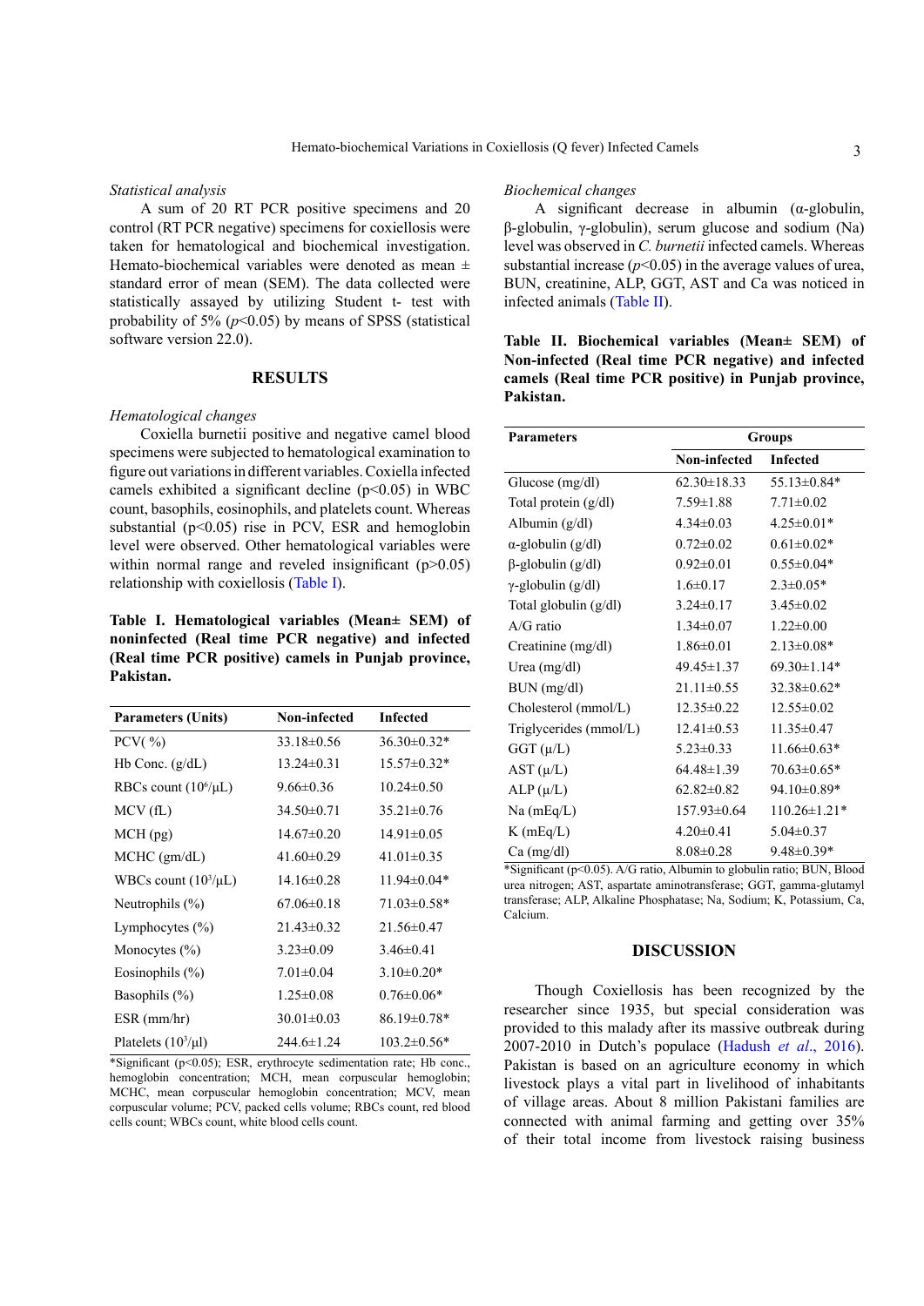### *Statistical analysis*

A sum of 20 RT PCR positive specimens and 20 control (RT PCR negative) specimens for coxiellosis were taken for hematological and biochemical investigation. Hemato-biochemical variables were denoted as mean ± standard error of mean (SEM). The data collected were statistically assayed by utilizing Student t- test with probability of 5% ($p<0.05$) by means of SPSS (statistical software version 22.0).

## RESULTS

### *Hematological changes*

Coxiella burnetii positive and negative camel blood specimens were subjected to hematological examination to figure out variations in different variables. Coxiella infected camels exhibited a significant decline ($p<0.05$) in WBC count, basophils, eosinophils, and platelets count. Whereas substantial ($p<0.05$) rise in PCV, ESR and hemoglobin level were observed. Other hematological variables were within normal range and reveled insignificant ($p>0.05$) relationship with coxiellosis (Table I).

**Table I. Hematological variables (Mean± SEM) of noninfected (Real time PCR negative) and infected (Real time PCR positive) camels in Punjab province, Pakistan.**

| Parameters (Units) | Non-infected | Infected |
|---|---|---|
| PCV( %) | 33.18±0.56 | 36.30±0.32* |
| Hb Conc. (g/dL) | 13.24±0.31 | 15.57±0.32* |
| RBCs count ($10^6$/μL) | 9.66±0.36 | 10.24±0.50 |
| MCV (fL) | 34.50±0.71 | 35.21±0.76 |
| MCH (pg) | 14.67±0.20 | 14.91±0.05 |
| MCHC (gm/dL) | 41.60±0.29 | 41.01±0.35 |
| WBCs count ($10^3$/μL) | 14.16±0.28 | 11.94±0.04* |
| Neutrophils (%) | 67.06±0.18 | 71.03±0.58* |
| Lymphocytes (%) | 21.43±0.32 | 21.56±0.47 |
| Monocytes (%) | 3.23±0.09 | 3.46±0.41 |
| Eosinophils (%) | 7.01±0.04 | 3.10±0.20* |
| Basophils (%) | 1.25±0.08 | 0.76±0.06* |
| ESR (mm/hr) | 30.01±0.03 | 86.19±0.78* |
| Platelets ($10^3$/μl) | 244.6±1.24 | 103.2±0.56* |

*Significant ($p<0.05$); ESR, erythrocyte sedimentation rate; Hb conc., hemoglobin concentration; MCH, mean corpuscular hemoglobin; MCHC, mean corpuscular hemoglobin concentration; MCV, mean corpuscular volume; PCV, packed cells volume; RBCs count, red blood cells count; WBCs count, white blood cells count.

### *Biochemical changes*

A significant decrease in albumin (α-globulin, β-globulin, γ-globulin), serum glucose and sodium (Na) level was observed in *C. burnetii* infected camels. Whereas substantial increase ($p<0.05$) in the average values of urea, BUN, creatinine, ALP, GGT, AST and Ca was noticed in infected animals (Table II).

**Table II. Biochemical variables (Mean± SEM) of Non-infected (Real time PCR negative) and infected camels (Real time PCR positive) in Punjab province, Pakistan.**

| Parameters | Groups | |
|---|---|---|
| | Non-infected | Infected |
| Glucose (mg/dl) | 62.30±18.33 | 55.13±0.84* |
| Total protein (g/dl) | 7.59±1.88 | 7.71±0.02 |
| Albumin (g/dl) | 4.34±0.03 | 4.25±0.01* |
| α-globulin (g/dl) | 0.72±0.02 | 0.61±0.02* |
| β-globulin (g/dl) | 0.92±0.01 | 0.55±0.04* |
| γ-globulin (g/dl) | 1.6±0.17 | 2.3±0.05* |
| Total globulin (g/dl) | 3.24±0.17 | 3.45±0.02 |
| A/G ratio | 1.34±0.07 | 1.22±0.00 |
| Creatinine (mg/dl) | 1.86±0.01 | 2.13±0.08* |
| Urea (mg/dl) | 49.45±1.37 | 69.30±1.14* |
| BUN (mg/dl) | 21.11±0.55 | 32.38±0.62* |
| Cholesterol (mmol/L) | 12.35±0.22 | 12.55±0.02 |
| Triglycerides (mmol/L) | 12.41±0.53 | 11.35±0.47 |
| GGT (μ/L) | 5.23±0.33 | 11.66±0.63* |
| AST (μ/L) | 64.48±1.39 | 70.63±0.65* |
| ALP (μ/L) | 62.82±0.82 | 94.10±0.89* |
| Na (mEq/L) | 157.93±0.64 | 110.26±1.21* |
| K (mEq/L) | 4.20±0.41 | 5.04±0.37 |
| Ca (mg/dl) | 8.08±0.28 | 9.48±0.39* |

*Significant ($p<0.05$). A/G ratio, Albumin to globulin ratio; BUN, Blood urea nitrogen; AST, aspartate aminotransferase; GGT, gamma-glutamyl transferase; ALP, Alkaline Phosphatase; Na, Sodium; K, Potassium, Ca, Calcium.

## DISCUSSION

Though Coxiellosis has been recognized by the researcher since 1935, but special consideration was provided to this malady after its massive outbreak during 2007-2010 in Dutch's populace (Hadush *et al*., 2016). Pakistan is based on an agriculture economy in which livestock plays a vital part in livelihood of inhabitants of village areas. About 8 million Pakistani families are connected with animal farming and getting over 35% of their total income from livestock raising business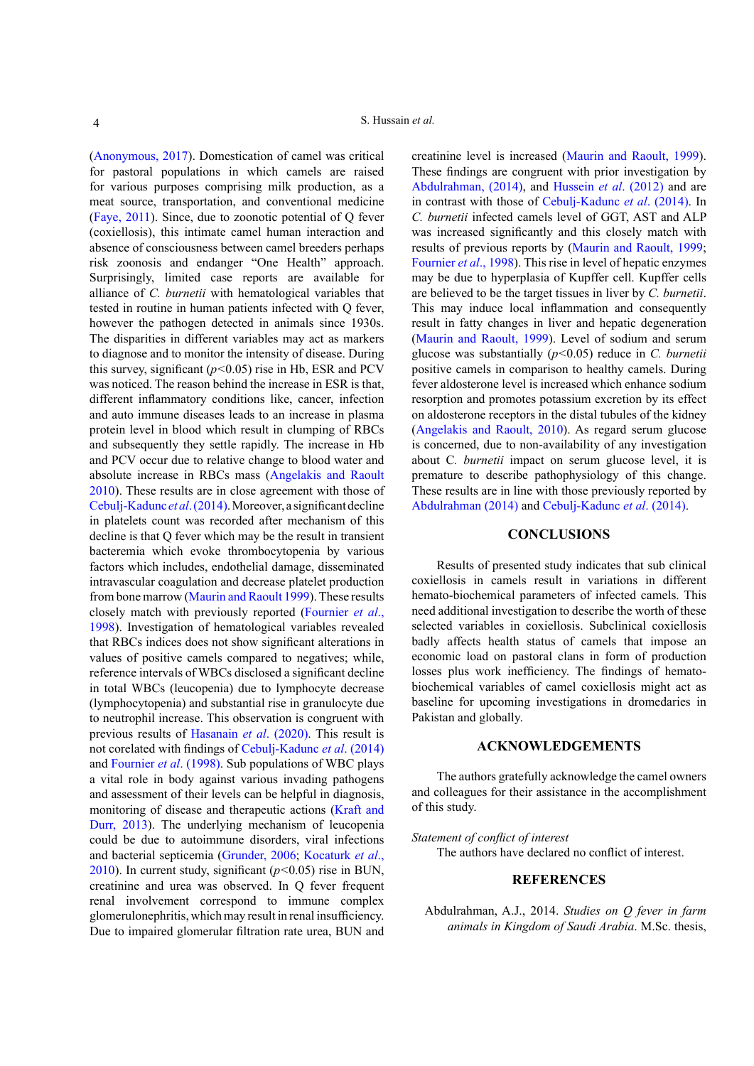(Anonymous, 2017). Domestication of camel was critical for pastoral populations in which camels are raised for various purposes comprising milk production, as a meat source, transportation, and conventional medicine (Faye, 2011). Since, due to zoonotic potential of Q fever (coxiellosis), this intimate camel human interaction and absence of consciousness between camel breeders perhaps risk zoonosis and endanger "One Health" approach. Surprisingly, limited case reports are available for alliance of *C. burnetii* with hematological variables that tested in routine in human patients infected with Q fever, however the pathogen detected in animals since 1930s. The disparities in different variables may act as markers to diagnose and to monitor the intensity of disease. During this survey, significant ($p$<0.05) rise in Hb, ESR and PCV was noticed. The reason behind the increase in ESR is that, different inflammatory conditions like, cancer, infection and auto immune diseases leads to an increase in plasma protein level in blood which result in clumping of RBCs and subsequently they settle rapidly. The increase in Hb and PCV occur due to relative change to blood water and absolute increase in RBCs mass (Angelakis and Raoult 2010). These results are in close agreement with those of Cebulj-Kadunc *et al*. (2014). Moreover, a significant decline in platelets count was recorded after mechanism of this decline is that Q fever which may be the result in transient bacteremia which evoke thrombocytopenia by various factors which includes, endothelial damage, disseminated intravascular coagulation and decrease platelet production from bone marrow (Maurin and Raoult 1999). These results closely match with previously reported (Fournier *et al*., 1998). Investigation of hematological variables revealed that RBCs indices does not show significant alterations in values of positive camels compared to negatives; while, reference intervals of WBCs disclosed a significant decline in total WBCs (leucopenia) due to lymphocyte decrease (lymphocytopenia) and substantial rise in granulocyte due to neutrophil increase. This observation is congruent with previous results of Hasanain *et al*. (2020). This result is not corelated with findings of Cebulj-Kadunc *et al*. (2014) and Fournier *et al*. (1998). Sub populations of WBC plays a vital role in body against various invading pathogens and assessment of their levels can be helpful in diagnosis, monitoring of disease and therapeutic actions (Kraft and Durr, 2013). The underlying mechanism of leucopenia could be due to autoimmune disorders, viral infections and bacterial septicemia (Grunder, 2006; Kocaturk *et al*., 2010). In current study, significant ($p$<0.05) rise in BUN, creatinine and urea was observed. In Q fever frequent renal involvement correspond to immune complex glomerulonephritis, which may result in renal insufficiency. Due to impaired glomerular filtration rate urea, BUN and creatinine level is increased (Maurin and Raoult, 1999). These findings are congruent with prior investigation by Abdulrahman, (2014), and Hussein *et al*. (2012) and are in contrast with those of Cebulj-Kadunc *et al*. (2014). In *C. burnetii* infected camels level of GGT, AST and ALP was increased significantly and this closely match with results of previous reports by (Maurin and Raoult, 1999; Fournier *et al*., 1998). This rise in level of hepatic enzymes may be due to hyperplasia of Kupffer cell. Kupffer cells are believed to be the target tissues in liver by *C. burnetii*. This may induce local inflammation and consequently result in fatty changes in liver and hepatic degeneration (Maurin and Raoult, 1999). Level of sodium and serum glucose was substantially ($p$<0.05) reduce in *C. burnetii* positive camels in comparison to healthy camels. During fever aldosterone level is increased which enhance sodium resorption and promotes potassium excretion by its effect on aldosterone receptors in the distal tubules of the kidney (Angelakis and Raoult, 2010). As regard serum glucose is concerned, due to non-availability of any investigation about *C. burnetii* impact on serum glucose level, it is premature to describe pathophysiology of this change. These results are in line with those previously reported by Abdulrahman (2014) and Cebulj-Kadunc *et al*. (2014).

## CONCLUSIONS

Results of presented study indicates that sub clinical coxiellosis in camels result in variations in different hemato-biochemical parameters of infected camels. This need additional investigation to describe the worth of these selected variables in coxiellosis. Subclinical coxiellosis badly affects health status of camels that impose an economic load on pastoral clans in form of production losses plus work inefficiency. The findings of hemato-biochemical variables of camel coxiellosis might act as baseline for upcoming investigations in dromedaries in Pakistan and globally.

## ACKNOWLEDGEMENTS

The authors gratefully acknowledge the camel owners and colleagues for their assistance in the accomplishment of this study.

*Statement of conflict of interest*

The authors have declared no conflict of interest.

## REFERENCES

Abdulrahman, A.J., 2014. *Studies on Q fever in farm animals in Kingdom of Saudi Arabia*. M.Sc. thesis,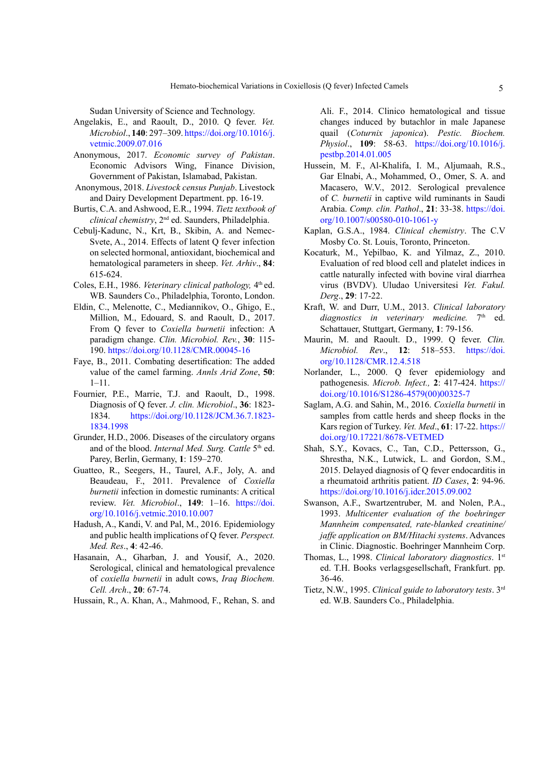Sudan University of Science and Technology.

Angelakis, E., and Raoult, D., 2010. Q fever. *Vet. Microbiol*., **140**: 297–309. https://doi.org/10.1016/j.vetmic.2009.07.016

Anonymous, 2017. *Economic survey of Pakistan*. Economic Advisors Wing, Finance Division, Government of Pakistan, Islamabad, Pakistan.

Anonymous, 2018. *Livestock census Punjab*. Livestock and Dairy Development Department. pp. 16-19.

Burtis, C.A. and Ashwood, E.R., 1994. *Tietz textbook of clinical chemistry*, 2nd ed. Saunders, Philadelphia.

Cebulj-Kadunc, N., Krt, B., Skibin, A. and Nemec-Svete, A., 2014. Effects of latent Q fever infection on selected hormonal, antioxidant, biochemical and hematological parameters in sheep. *Vet. Arhiv*., **84**: 615-624.

Coles, E.H., 1986. *Veterinary clinical pathology,* 4th ed. WB. Saunders Co., Philadelphia, Toronto, London.

Eldin, C., Melenotte, C., Mediannikov, O., Ghigo, E., Million, M., Edouard, S. and Raoult, D., 2017. From Q fever to *Coxiella burnetii* infection: A paradigm change. *Clin. Microbiol. Rev.*, **30**: 115-190. https://doi.org/10.1128/CMR.00045-16

Faye, B., 2011. Combating desertification: The added value of the camel farming. *Annls Arid Zone*, **50**: 1–11.

Fournier, P.E., Marrie, T.J. and Raoult, D., 1998. Diagnosis of Q fever. *J. clin. Microbiol*., **36**: 1823-1834. https://doi.org/10.1128/JCM.36.7.1823-1834.1998

Grunder, H.D., 2006. Diseases of the circulatory organs and of the blood. *Internal Med. Surg. Cattle* 5th ed. Parey, Berlin, Germany, **1**: 159–270.

Guatteo, R., Seegers, H., Taurel, A.F., Joly, A. and Beaudeau, F., 2011. Prevalence of *Coxiella burnetii* infection in domestic ruminants: A critical review. *Vet. Microbiol*., **149**: 1–16. https://doi.org/10.1016/j.vetmic.2010.10.007

Hadush, A., Kandi, V. and Pal, M., 2016. Epidemiology and public health implications of Q fever. *Perspect. Med. Res*., **4**: 42-46.

Hasanain, A., Gharban, J. and Yousif, A., 2020. Serological, clinical and hematological prevalence of *coxiella burnetii* in adult cows, *Iraq Biochem. Cell. Arch*., **20**: 67-74.

Hussain, R., A. Khan, A., Mahmood, F., Rehan, S. and Ali. F., 2014. Clinico hematological and tissue changes induced by butachlor in male Japanese quail (*Coturnix japonica*). *Pestic. Biochem. Physiol*., **109**: 58-63. https://doi.org/10.1016/j.pestbp.2014.01.005

Hussein, M. F., Al-Khalifa, I. M., Aljumaah, R.S., Gar Elnabi, A., Mohammed, O., Omer, S. A. and Macasero, W.V., 2012. Serological prevalence of *C. burnetii* in captive wild ruminants in Saudi Arabia. *Comp. clin. Pathol*., **21**: 33-38. https://doi.org/10.1007/s00580-010-1061-y

Kaplan, G.S.A., 1984. *Clinical chemistry*. The C.V Mosby Co. St. Louis, Toronto, Princeton.

Kocaturk, M., Yeþilbao, K. and Yilmaz, Z., 2010. Evaluation of red blood cell and platelet indices in cattle naturally infected with bovine viral diarrhea virus (BVDV). Uludao Universitesi *Vet. Fakul. Derg*., **29**: 17-22.

Kraft, W. and Durr, U.M., 2013. *Clinical laboratory diagnostics in veterinary medicine.* 7th ed. Schattauer, Stuttgart, Germany, **1**: 79-156.

Maurin, M. and Raoult. D., 1999. Q fever. *Clin. Microbiol. Rev*., **12**: 518–553. https://doi.org/10.1128/CMR.12.4.518

Norlander, L., 2000. Q fever epidemiology and pathogenesis. *Microb. Infect.,* **2**: 417-424. https://doi.org/10.1016/S1286-4579(00)00325-7

Saglam, A.G. and Sahin, M., 2016. *Coxiella burnetii* in samples from cattle herds and sheep flocks in the Kars region of Turkey. *Vet. Med*., **61**: 17-22. https://doi.org/10.17221/8678-VETMED

Shah, S.Y., Kovacs, C., Tan, C.D., Pettersson, G., Shrestha, N.K., Lutwick, L. and Gordon, S.M., 2015. Delayed diagnosis of Q fever endocarditis in a rheumatoid arthritis patient. *ID Cases*, **2**: 94-96. https://doi.org/10.1016/j.idcr.2015.09.002

Swanson, A.F., Swartzentruber, M. and Nolen, P.A., 1993. *Multicenter evaluation of the boehringer Mannheim compensated, rate-blanked creatinine/jaffe application on BM/Hitachi systems*. Advances in Clinic. Diagnostic. Boehringer Mannheim Corp.

Thomas, L., 1998. *Clinical laboratory diagnostics*. 1st ed. T.H. Books verlagsgesellschaft, Frankfurt. pp. 36-46.

Tietz, N.W., 1995. *Clinical guide to laboratory tests*. 3rd ed. W.B. Saunders Co., Philadelphia.